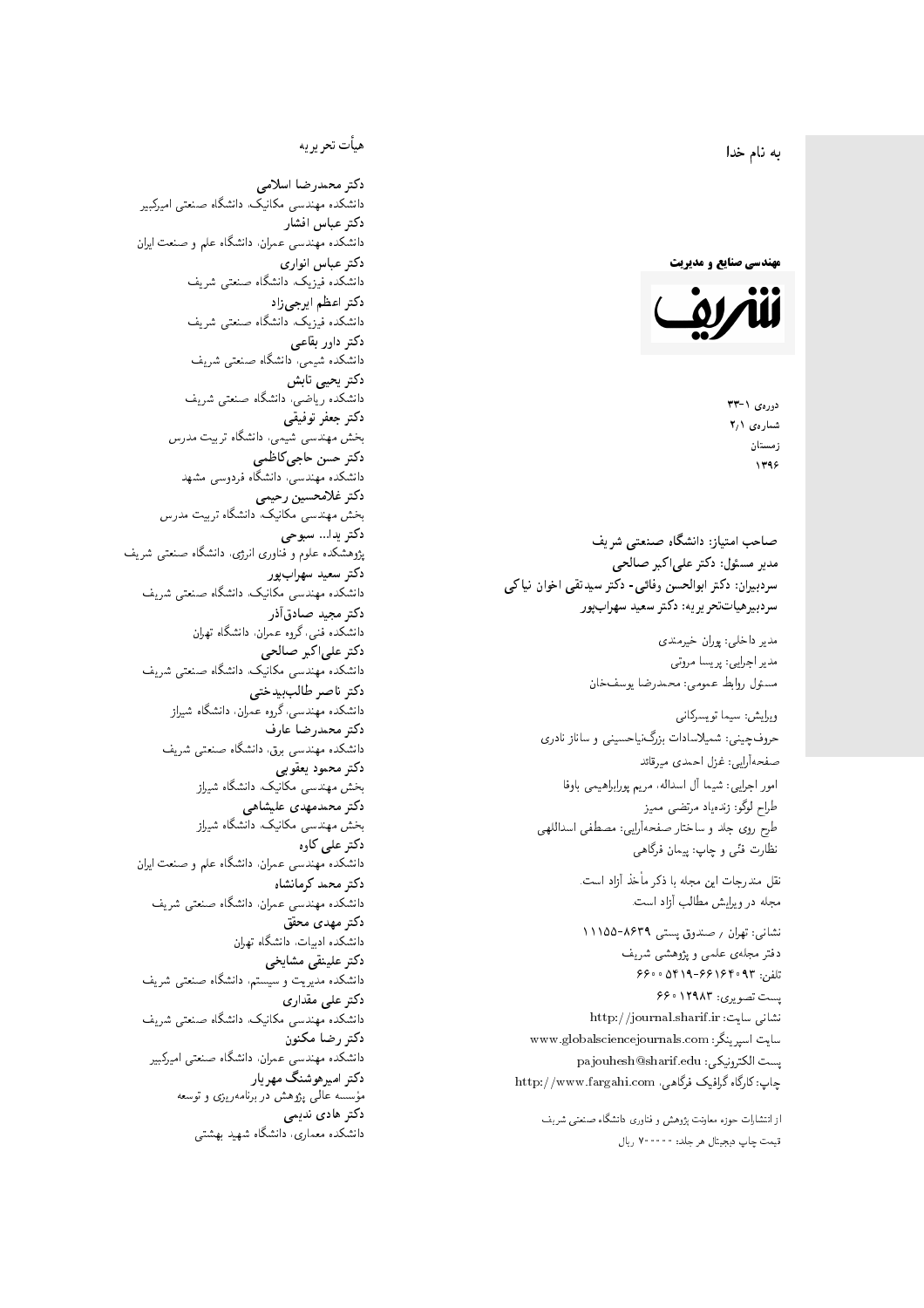به نام خدا

**مهندسی صنایع و مدیریت**

**شریف**

دوره‌ی ۱-۳۳
شماره‌ی ۲/۱
زمستان
۱۳۹۶

**صاحب امتیاز: دانشگاه صنعتی شریف**
**مدیر مسئول: دکتر علی‌اکبر صالحی**
**سردبیران: دکتر ابوالحسن وفائی- دکتر سیدتقی اخوان نیاکی**
**سردبیرهیأت‌تحریریه: دکتر سعید سهراب‌پور**

مدیر داخلی: پوران خیرمندی
مدیر اجرایی: پریسا مروتی
مسئول روابط عمومی: محمدرضا یوسف‌خان

ویرایش: سیما تویسرکانی
حروف‌چینی: شمیلاسادات بزرگ‌نیاحسینی و ساناز نادری
صفحه‌آرایی: غزل احمدی میرقائد
امور اجرایی: شیما آل اسداله، مریم پورابراهیمی باوفا
طراح لوگو: زنده‌یاد مرتضی ممیز
طرح روی جلد و ساختار صفحه‌آرایی: مصطفی اسداللهی
نظارت فنّی و چاپ: پیمان فرگاهی

نقل مندرجات این مجله با ذکر مأخذ آزاد است.
مجله در ویرایش مطالب آزاد است.

نشانی: تهران / صندوق پستی ۸۶۳۹-۱۱۱۵۵
دفتر مجله‌ی علمی و پژوهشی شریف
تلفن: ۶۶۱۶۴۰۹۳-۵۴۱۹-۶۶۰۰
پست تصویری: ۶۶۰۱۲۹۸۳
نشانی سایت: http://journal.sharif.ir
سایت اسپرینگر: www.globalsciencejournals.com
پست الکترونیکی: pajouhesh@sharif.edu
چاپ: کارگاه گرافیک فرگاهی، http://www.fargahi.com

از انتشارات حوزه معاونت پژوهش و فناوری دانشگاه صنعتی شریف
قیمت چاپ دیجیتال هر جلد: ۷۰۰۰۰۰ ریال

## هیأت تحریریه

**دکتر محمدرضا اسلامی**
دانشکده مهندسی مکانیک، دانشگاه صنعتی امیرکبیر
**دکتر عباس افشار**
دانشکده مهندسی عمران، دانشگاه علم و صنعت ایران
**دکتر عباس انواری**
دانشکده فیزیک، دانشگاه صنعتی شریف
**دکتر اعظم ایرجی‌زاد**
دانشکده فیزیک، دانشگاه صنعتی شریف
**دکتر داور بقاعی**
دانشکده شیمی، دانشگاه صنعتی شریف
**دکتر یحیی تابش**
دانشکده ریاضی، دانشگاه صنعتی شریف
**دکتر جعفر توفیقی**
بخش مهندسی شیمی، دانشگاه تربیت مدرس
**دکتر حسن حاجی‌کاظمی**
دانشکده مهندسی، دانشگاه فردوسی مشهد
**دکتر غلامحسین رحیمی**
بخش مهندسی مکانیک، دانشگاه تربیت مدرس
**دکتر یدا... سبوحی**
پژوهشکده علوم و فناوری انرژی، دانشگاه صنعتی شریف
**دکتر سعید سهراب‌پور**
دانشکده مهندسی مکانیک، دانشگاه صنعتی شریف
**دکتر مجید صادق‌آذر**
دانشکده فنی، گروه عمران، دانشگاه تهران
**دکتر علی‌اکبر صالحی**
دانشکده مهندسی مکانیک، دانشگاه صنعتی شریف
**دکتر ناصر طالب‌بیدختی**
دانشکده مهندسی، گروه عمران، دانشگاه شیراز
**دکتر محمدرضا عارف**
دانشکده مهندسی برق، دانشگاه صنعتی شریف
**دکتر محمود یعقوبی**
بخش مهندسی مکانیک، دانشگاه شیراز
**دکتر محمدمهدی علیشاهی**
بخش مهندسی مکانیک، دانشگاه شیراز
**دکتر علی کاوه**
دانشکده مهندسی عمران، دانشگاه علم و صنعت ایران
**دکتر محمد کرمانشاه**
دانشکده مهندسی عمران، دانشگاه صنعتی شریف
**دکتر مهدی محقق**
دانشکده ادبیات، دانشگاه تهران
**دکتر علینقی مشایخی**
دانشکده مدیریت و سیستم، دانشگاه صنعتی شریف
**دکتر علی مقداری**
دانشکده مهندسی مکانیک، دانشگاه صنعتی شریف
**دکتر رضا مکنون**
دانشکده مهندسی عمران، دانشگاه صنعتی امیرکبیر
**دکتر امیرهوشنگ مهریار**
مؤسسه عالی پژوهش در برنامه‌ریزی و توسعه
**دکتر هادی ندیمی**
دانشکده معماری، دانشگاه شهید بهشتی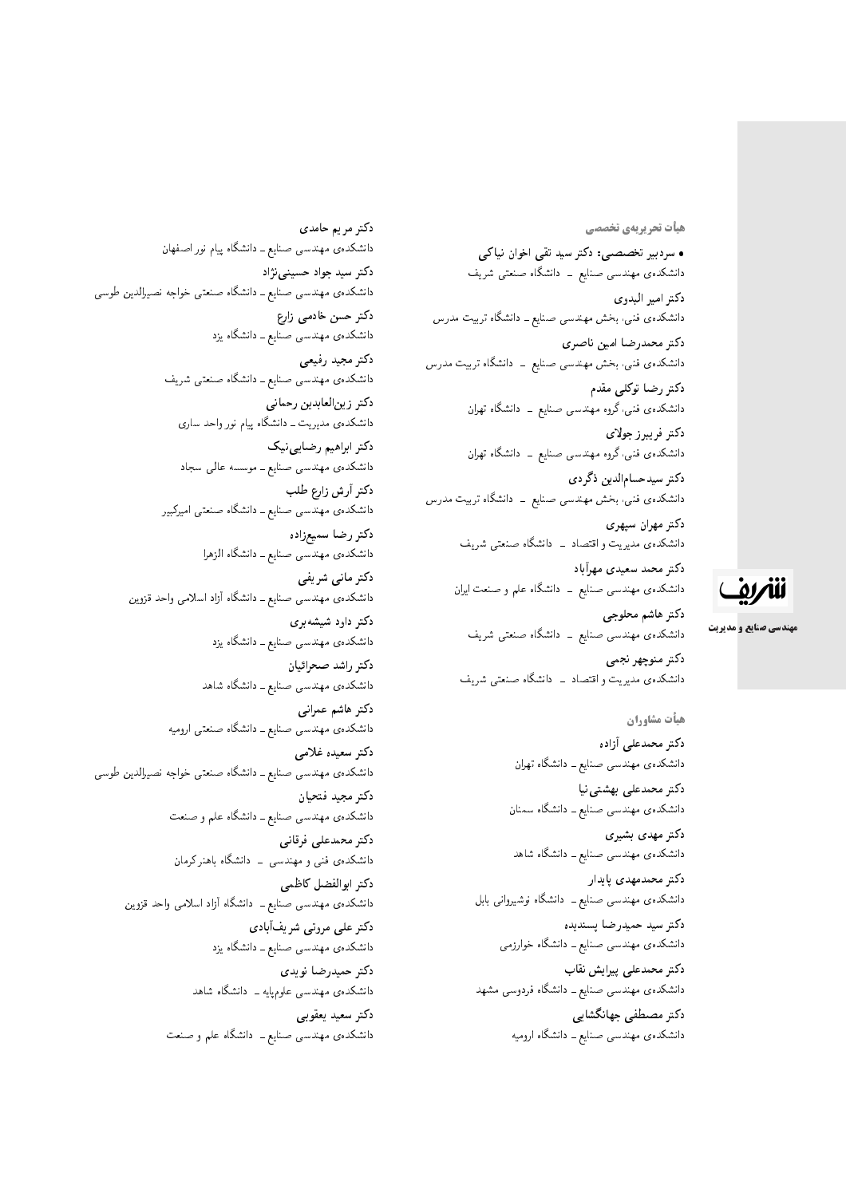## هیأت تحریریه‌ی تخصصی

• **سردبیر تخصصی: دکتر سید تقی اخوان نیاکی**
دانشکده‌ی مهندسی صنایع - دانشگاه صنعتی شریف

**دکتر امیر البدوی**
دانشکده‌ی فنی، بخش مهندسی صنایع - دانشگاه تربیت مدرس

**دکتر محمدرضا امین ناصری**
دانشکده‌ی فنی، بخش مهندسی صنایع - دانشگاه تربیت مدرس

**دکتر رضا توکلی مقدم**
دانشکده‌ی فنی، گروه مهندسی صنایع - دانشگاه تهران

**دکتر فریبرز جولای**
دانشکده‌ی فنی، گروه مهندسی صنایع - دانشگاه تهران

**دکتر سیدحسام‌الدین ذگردی**
دانشکده‌ی فنی، بخش مهندسی صنایع - دانشگاه تربیت مدرس

**دکتر مهران سپهری**
دانشکده‌ی مدیریت و اقتصاد - دانشگاه صنعتی شریف

**دکتر محمد سعیدی مهرآباد**
دانشکده‌ی مهندسی صنایع - دانشگاه علم و صنعت ایران

**دکتر هاشم محلوجی**
دانشکده‌ی مهندسی صنایع - دانشگاه صنعتی شریف

**دکتر منوچهر نجمی**
دانشکده‌ی مدیریت و اقتصاد - دانشگاه صنعتی شریف

## هیأت مشاوران

**دکتر محمدعلی آزاده**
دانشکده‌ی مهندسی صنایع - دانشگاه تهران

**دکتر محمدعلی بهشتی‌نیا**
دانشکده‌ی مهندسی صنایع - دانشگاه سمنان

**دکتر مهدی بشیری**
دانشکده‌ی مهندسی صنایع - دانشگاه شاهد

**دکتر محمدمهدی پایدار**
دانشکده‌ی مهندسی صنایع - دانشگاه نوشیروانی بابل

**دکتر سید حمیدرضا پسندیده**
دانشکده‌ی مهندسی صنایع - دانشگاه خوارزمی

**دکتر محمدعلی پیرایش نقاب**
دانشکده‌ی مهندسی صنایع - دانشگاه فردوسی مشهد

**دکتر مصطفی جهانگشایی**
دانشکده‌ی مهندسی صنایع - دانشگاه ارومیه

**دکتر مریم حامدی**
دانشکده‌ی مهندسی صنایع - دانشگاه پیام نور اصفهان

**دکتر سید جواد حسینی‌نژاد**
دانشکده‌ی مهندسی صنایع - دانشگاه صنعتی خواجه نصیرالدین طوسی

**دکتر حسن خادمی زارع**
دانشکده‌ی مهندسی صنایع - دانشگاه یزد

**دکتر مجید رفیعی**
دانشکده‌ی مهندسی صنایع - دانشگاه صنعتی شریف

**دکتر زین‌العابدین رحمانی**
دانشکده‌ی مدیریت - دانشگاه پیام نور واحد ساری

**دکتر ابراهیم رضایی‌نیک**
دانشکده‌ی مهندسی صنایع - موسسه عالی سجاد

**دکتر آرش زارع طلب**
دانشکده‌ی مهندسی صنایع - دانشگاه صنعتی امیرکبیر

**دکتر رضا سمیع‌زاده**
دانشکده‌ی مهندسی صنایع - دانشگاه الزهرا

**دکتر مانی شریفی**
دانشکده‌ی مهندسی صنایع - دانشگاه آزاد اسلامی واحد قزوین

**دکتر داود شیشه‌بری**
دانشکده‌ی مهندسی صنایع - دانشگاه یزد

**دکتر راشد صحرائیان**
دانشکده‌ی مهندسی صنایع - دانشگاه شاهد

**دکتر هاشم عمرانی**
دانشکده‌ی مهندسی صنایع - دانشگاه صنعتی ارومیه

**دکتر سعیده غلامی**
دانشکده‌ی مهندسی صنایع - دانشگاه صنعتی خواجه نصیرالدین طوسی

**دکتر مجید فتحیان**
دانشکده‌ی مهندسی صنایع - دانشگاه علم و صنعت

**دکتر محمدعلی فرقانی**
دانشکده‌ی فنی و مهندسی - دانشگاه باهنر کرمان

**دکتر ابوالفضل کاظمی**
دانشکده‌ی مهندسی صنایع - دانشگاه آزاد اسلامی واحد قزوین

**دکتر علی مروتی شریف‌آبادی**
دانشکده‌ی مهندسی صنایع - دانشگاه یزد

**دکتر حمیدرضا نویدی**
دانشکده‌ی مهندسی علوم‌پایه - دانشگاه شاهد

**دکتر سعید یعقوبی**
دانشکده‌ی مهندسی صنایع - دانشگاه علم و صنعت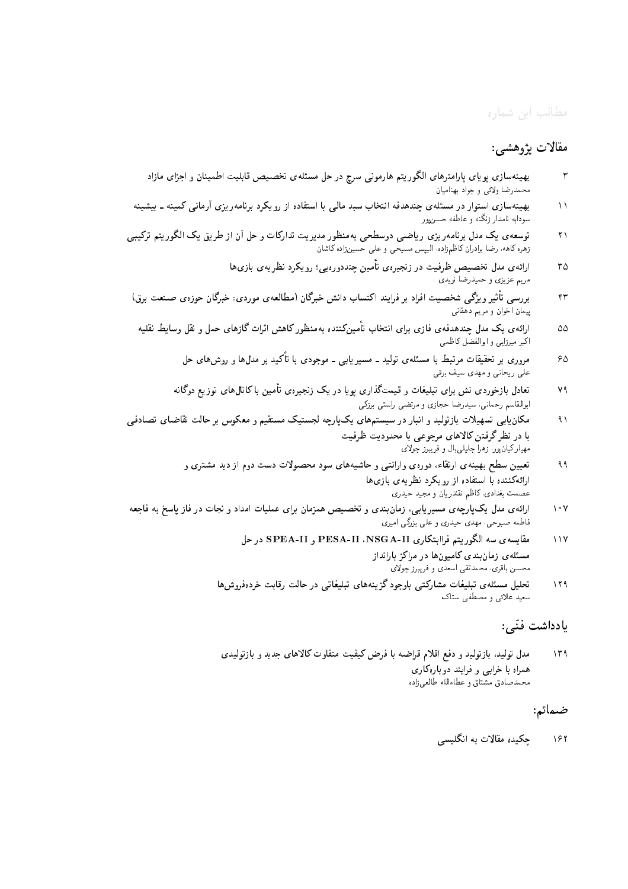مطالب این شماره

## مقالات پژوهشی:

۳ بهینه‌سازی پویای پارامترهای الگوریتم هارمونی سرچ در حل مسئله‌ی تخصیص قابلیت اطمینان و اجزای مازاد
محمدرضا ولائی و جواد بهنامیان

۱۱ بهینه‌سازی استوار در مسئله‌ی چندهدفه انتخاب سبد مالی با استفاده از رویکرد برنامه‌ریزی آرمانی کمینه ـ بیشینه
سودابه نامدار زنگنه و عاطفه حسن‌پور

۲۱ توسعه‌ی یک مدل برنامه‌ریزی ریاضی دوسطحی به‌منظور مدیریت تدارکات و حل آن از طریق یک الگوریتم ترکیبی
زهره کاهه، رضا برادران کاظم‌زاده، الیپس مسیحی و علی حسین‌زاده کاشان

۳۵ ارائه‌ی مدل تخصیص ظرفیت در زنجیره‌ی تأمین چنددوره‌یی؛ رویکرد نظریه‌ی بازی‌ها
مریم عزیزی و حمیدرضا نویدی

۴۳ بررسی تأثیر ویژگی شخصیت افراد بر فرایند اکتساب دانش خبرگان (مطالعه‌ی موردی: خبرگان حوزه‌ی صنعت برق)
پیمان اخوان و مریم دهقانی

۵۵ ارائه‌ی یک مدل چندهدفه‌ی فازی برای انتخاب تأمین‌کننده به‌منظور کاهش اثرات گازهای حمل و نقل وسایط نقلیه
اکبر میرزایی و ابوالفضل کاظمی

۶۵ مروری بر تحقیقات مرتبط با مسئله‌ی تولید ـ مسیریابی ـ موجودی با تأکید بر مدل‌ها و روش‌های حل
علی ریحانی و مهدی سیف برقی

۷۹ تعادل بازخوردی نش برای تبلیغات و قیمت‌گذاری پویا در یک زنجیره‌ی تأمین با کانال‌های توزیع دوگانه
ابوالقاسم رحمانی، سیدرضا حجازی و مرتضی راستی برزکی

۹۱ مکان‌یابی تسهیلات بازتولید و انبار در سیستم‌های یک‌پارچه لجستیک مستقیم و معکوس بر حالت تقاضای تصادفی با در نظرگرفتن کالاهای مرجوعی با محدودیت ظرفیت
مهیار کیان‌پور، زهرا جلیلی‌بال و فریبرز جولای

۹۹ تعیین سطح بهینه‌ی ارتقاء، دوره‌ی وارانتی و حاشیه‌های سود محصولات دست دوم از دید مشتری و ارائه‌کننده با استفاده از رویکرد نظریه‌ی بازی‌ها
عصمت بغدادی، کاظم نقندریان و مجید حیدری

۱۰۷ ارائه‌ی مدل یک‌پارچه‌ی مسیریابی، زمان‌بندی و تخصیص همزمان برای عملیات امداد و نجات در فاز پاسخ به فاجعه
فاطمه صبوحی، مهدی حیدری و علی بزرگی امیری

۱۱۷ مقایسه‌ی سه الگوریتم فراابتکاری NSGA-II ،PESA-II و SPEA-II در حل مسئله‌ی زمان‌بندی کامیون‌ها در مراکز بارانداز
محسن باقری، محمدتقی اسعدی و فریبرز جولای

۱۲۹ تحلیل مسئله‌ی تبلیغات مشارکتی باوجود گزینه‌های تبلیغاتی در حالت رقابت خرده‌فروش‌ها
سعید علائی و مصطفی ستاک

## یادداشت فنّی:

۱۳۹ مدل تولید، بازتولید و دفع اقلام قراضه با فرض کیفیت متفاوت کالاهای جدید و بازتولیدی همراه با خرابی و فرایند دوباره‌کاری
محمدصادق مشتاق و عطاءالله طالعی‌زاده

## ضمائم:

۱۶۲ چکیده مقالات به انگلیسی